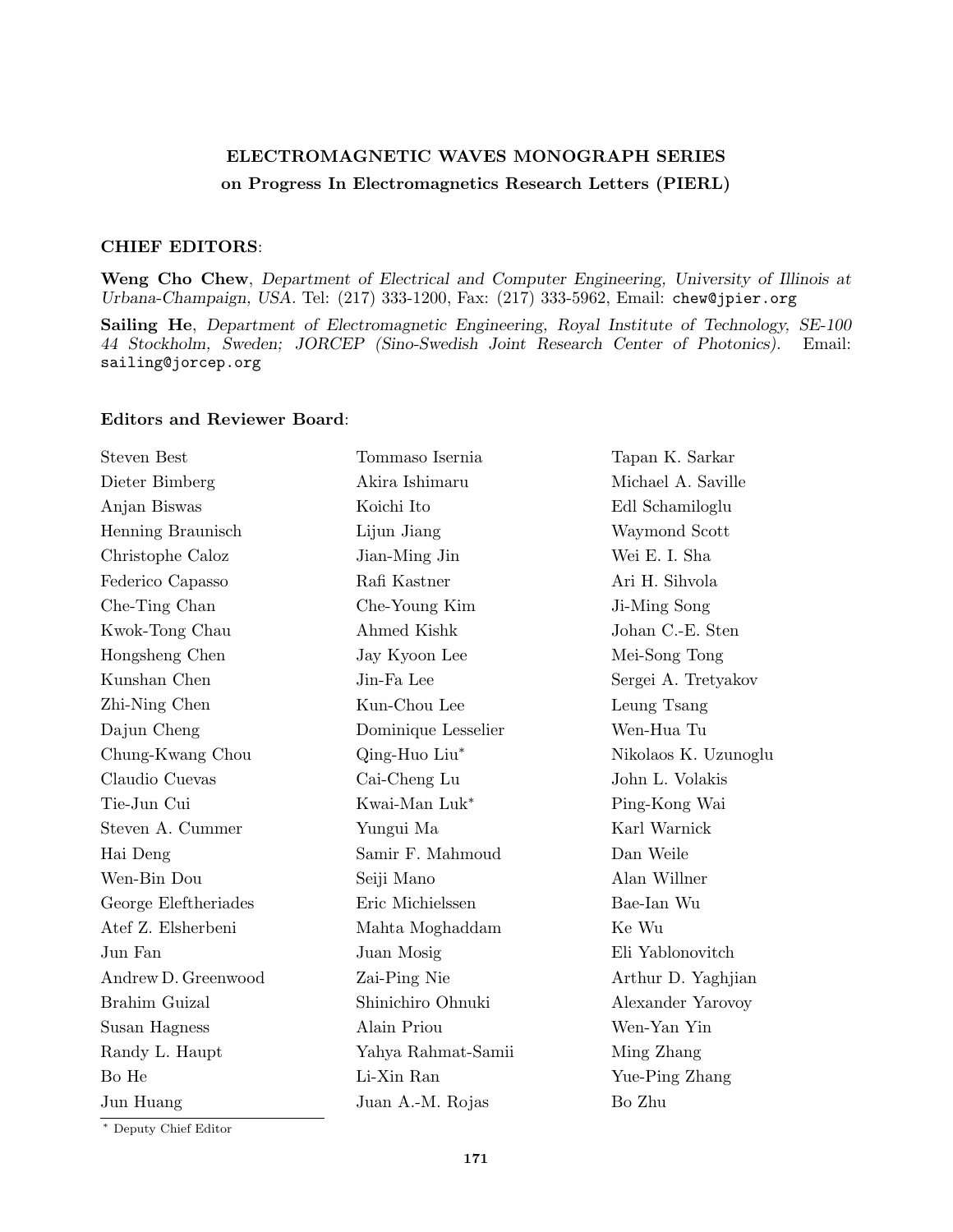**ELECTROMAGNETIC WAVES MONOGRAPH SERIES**
**on Progress In Electromagnetics Research Letters (PIERL)**

**CHIEF EDITORS**:

**Weng Cho Chew**, *Department of Electrical and Computer Engineering, University of Illinois at Urbana-Champaign, USA.* Tel: (217) 333-1200, Fax: (217) 333-5962, Email: chew@jpier.org

**Sailing He**, *Department of Electromagnetic Engineering, Royal Institute of Technology, SE-100 44 Stockholm, Sweden; JORCEP (Sino-Swedish Joint Research Center of Photonics).* Email: sailing@jorcep.org

**Editors and Reviewer Board**:

Steven Best
Dieter Bimberg
Anjan Biswas
Henning Braunisch
Christophe Caloz
Federico Capasso
Che-Ting Chan
Kwok-Tong Chau
Hongsheng Chen
Kunshan Chen
Zhi-Ning Chen
Dajun Cheng
Chung-Kwang Chou
Claudio Cuevas
Tie-Jun Cui
Steven A. Cummer
Hai Deng
Wen-Bin Dou
George Eleftheriades
Atef Z. Elsherbeni
Jun Fan
Andrew D. Greenwood
Brahim Guizal
Susan Hagness
Randy L. Haupt
Bo He
Jun Huang
Tommaso Isernia
Akira Ishimaru
Koichi Ito
Lijun Jiang
Jian-Ming Jin
Rafi Kastner
Che-Young Kim
Ahmed Kishk
Jay Kyoon Lee
Jin-Fa Lee
Kun-Chou Lee
Dominique Lesselier
Qing-Huo Liu*
Cai-Cheng Lu
Kwai-Man Luk*
Yungui Ma
Samir F. Mahmoud
Seiji Mano
Eric Michielssen
Mahta Moghaddam
Juan Mosig
Zai-Ping Nie
Shinichiro Ohnuki
Alain Priou
Yahya Rahmat-Samii
Li-Xin Ran
Juan A.-M. Rojas
Tapan K. Sarkar
Michael A. Saville
Edl Schamiloglu
Waymond Scott
Wei E. I. Sha
Ari H. Sihvola
Ji-Ming Song
Johan C.-E. Sten
Mei-Song Tong
Sergei A. Tretyakov
Leung Tsang
Wen-Hua Tu
Nikolaos K. Uzunoglu
John L. Volakis
Ping-Kong Wai
Karl Warnick
Dan Weile
Alan Willner
Bae-Ian Wu
Ke Wu
Eli Yablonovitch
Arthur D. Yaghjian
Alexander Yarovoy
Wen-Yan Yin
Ming Zhang
Yue-Ping Zhang
Bo Zhu

\* Deputy Chief Editor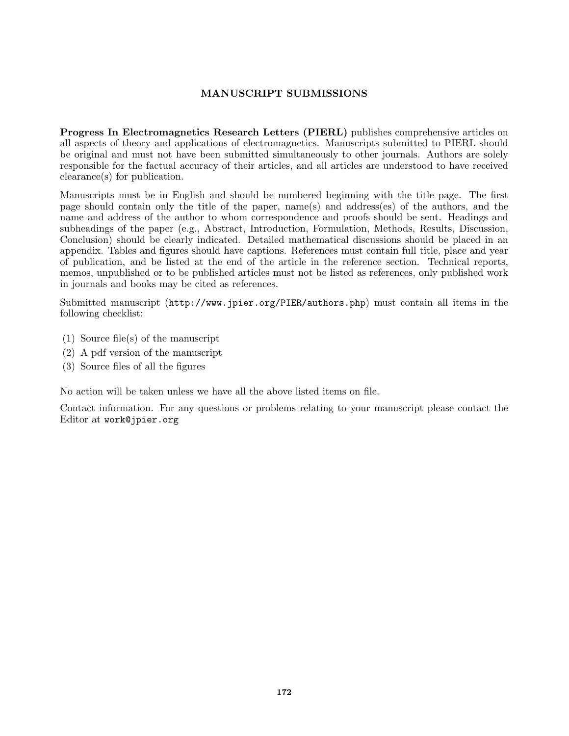# MANUSCRIPT SUBMISSIONS

**Progress In Electromagnetics Research Letters (PIERL)** publishes comprehensive articles on all aspects of theory and applications of electromagnetics. Manuscripts submitted to PIERL should be original and must not have been submitted simultaneously to other journals. Authors are solely responsible for the factual accuracy of their articles, and all articles are understood to have received clearance(s) for publication.

Manuscripts must be in English and should be numbered beginning with the title page. The first page should contain only the title of the paper, name(s) and address(es) of the authors, and the name and address of the author to whom correspondence and proofs should be sent. Headings and subheadings of the paper (e.g., Abstract, Introduction, Formulation, Methods, Results, Discussion, Conclusion) should be clearly indicated. Detailed mathematical discussions should be placed in an appendix. Tables and figures should have captions. References must contain full title, place and year of publication, and be listed at the end of the article in the reference section. Technical reports, memos, unpublished or to be published articles must not be listed as references, only published work in journals and books may be cited as references.

Submitted manuscript (`http://www.jpier.org/PIER/authors.php`) must contain all items in the following checklist:

(1) Source file(s) of the manuscript

(2) A pdf version of the manuscript

(3) Source files of all the figures

No action will be taken unless we have all the above listed items on file.

Contact information. For any questions or problems relating to your manuscript please contact the Editor at `work@jpier.org`